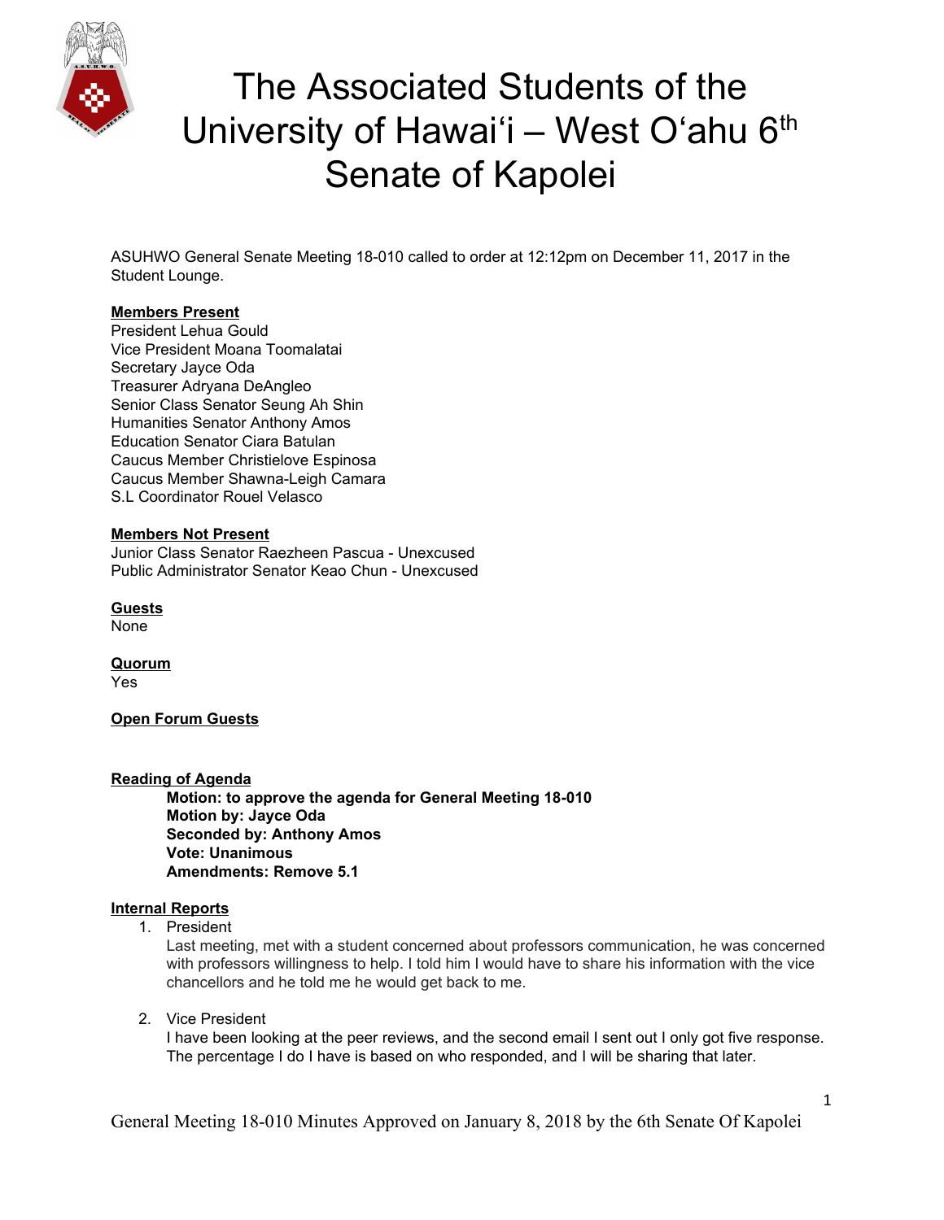# The Associated Students of the University of Hawaiʻi – West Oʻahu 6th Senate of Kapolei

ASUHWO General Senate Meeting 18-010 called to order at 12:12pm on December 11, 2017 in the Student Lounge.

**Members Present**
President Lehua Gould
Vice President Moana Toomalatai
Secretary Jayce Oda
Treasurer Adryana DeAngleo
Senior Class Senator Seung Ah Shin
Humanities Senator Anthony Amos
Education Senator Ciara Batulan
Caucus Member Christielove Espinosa
Caucus Member Shawna-Leigh Camara
S.L Coordinator Rouel Velasco

**Members Not Present**
Junior Class Senator Raezheen Pascua - Unexcused
Public Administrator Senator Keao Chun - Unexcused

**Guests**
None

**Quorum**
Yes

**Open Forum Guests**

**Reading of Agenda**

> **Motion: to approve the agenda for General Meeting 18-010**
> **Motion by: Jayce Oda**
> **Seconded by: Anthony Amos**
> **Vote: Unanimous**
> **Amendments: Remove 5.1**

**Internal Reports**

1. President
   Last meeting, met with a student concerned about professors communication, he was concerned with professors willingness to help. I told him I would have to share his information with the vice chancellors and he told me he would get back to me.

2. Vice President
   I have been looking at the peer reviews, and the second email I sent out I only got five response. The percentage I do I have is based on who responded, and I will be sharing that later.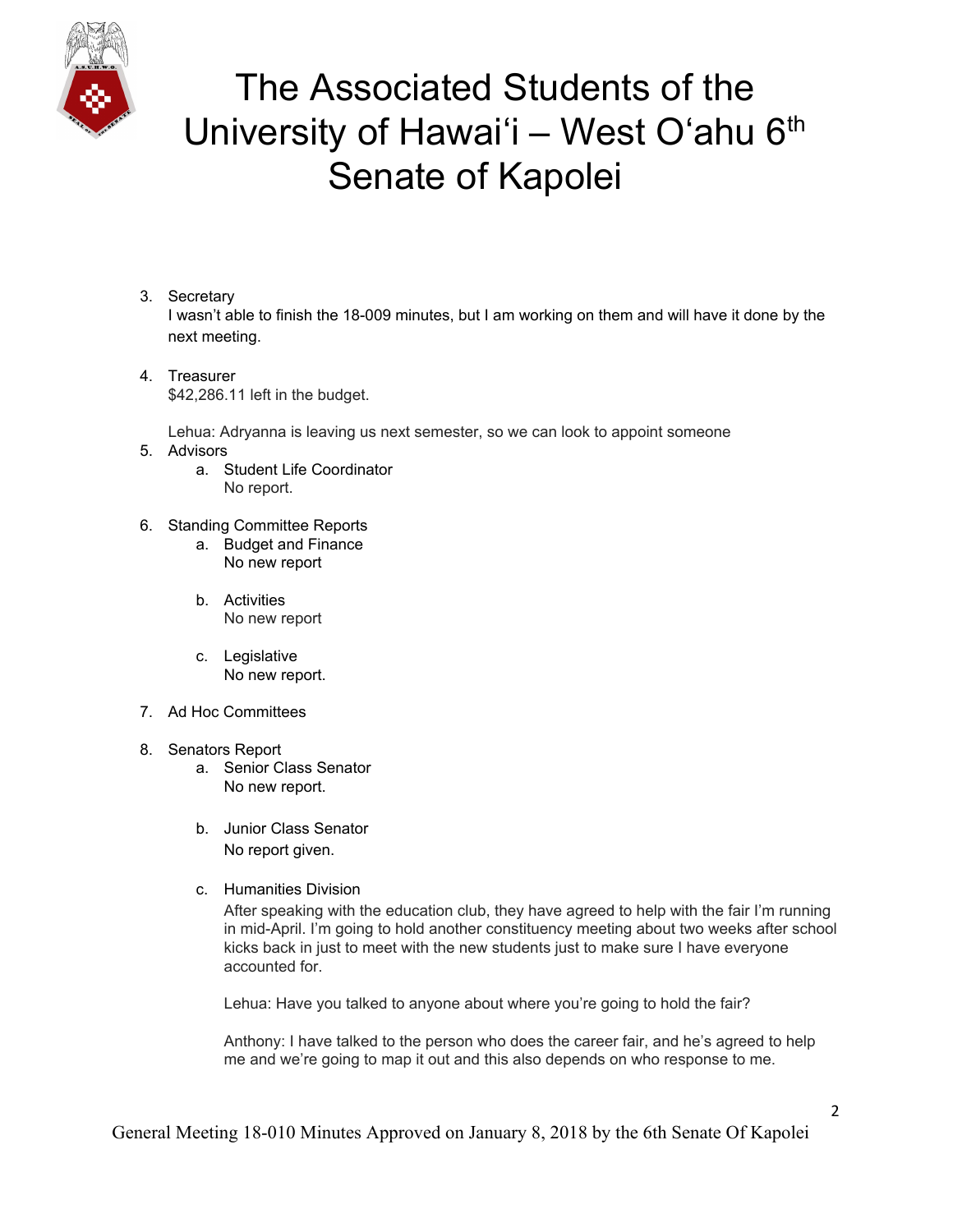3. Secretary
   I wasn't able to finish the 18-009 minutes, but I am working on them and will have it done by the next meeting.

4. Treasurer
   $42,286.11 left in the budget.

   Lehua: Adryanna is leaving us next semester, so we can look to appoint someone

5. Advisors
   a. Student Life Coordinator
      No report.

6. Standing Committee Reports
   a. Budget and Finance
      No new report

   b. Activities
      No new report

   c. Legislative
      No new report.

7. Ad Hoc Committees

8. Senators Report
   a. Senior Class Senator
      No new report.

   b. Junior Class Senator
      No report given.

   c. Humanities Division
      After speaking with the education club, they have agreed to help with the fair I'm running in mid-April. I'm going to hold another constituency meeting about two weeks after school kicks back in just to meet with the new students just to make sure I have everyone accounted for.

      Lehua: Have you talked to anyone about where you're going to hold the fair?

      Anthony: I have talked to the person who does the career fair, and he's agreed to help me and we're going to map it out and this also depends on who response to me.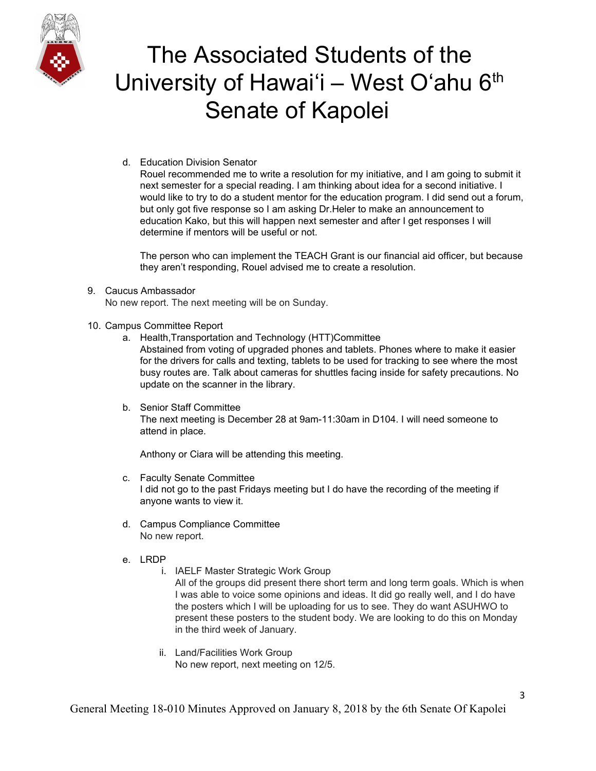d. Education Division Senator

   Rouel recommended me to write a resolution for my initiative, and I am going to submit it next semester for a special reading. I am thinking about idea for a second initiative. I would like to try to do a student mentor for the education program. I did send out a forum, but only got five response so I am asking Dr.Heler to make an announcement to education Kako, but this will happen next semester and after I get responses I will determine if mentors will be useful or not.

   The person who can implement the TEACH Grant is our financial aid officer, but because they aren't responding, Rouel advised me to create a resolution.

9. Caucus Ambassador

   No new report. The next meeting will be on Sunday.

10. Campus Committee Report

    a. Health,Transportation and Technology (HTT)Committee

       Abstained from voting of upgraded phones and tablets. Phones where to make it easier for the drivers for calls and texting, tablets to be used for tracking to see where the most busy routes are. Talk about cameras for shuttles facing inside for safety precautions. No update on the scanner in the library.

    b. Senior Staff Committee

       The next meeting is December 28 at 9am-11:30am in D104. I will need someone to attend in place.

       Anthony or Ciara will be attending this meeting.

    c. Faculty Senate Committee

       I did not go to the past Fridays meeting but I do have the recording of the meeting if anyone wants to view it.

    d. Campus Compliance Committee

       No new report.

    e. LRDP

       i. IAELF Master Strategic Work Group

          All of the groups did present there short term and long term goals. Which is when I was able to voice some opinions and ideas. It did go really well, and I do have the posters which I will be uploading for us to see. They do want ASUHWO to present these posters to the student body. We are looking to do this on Monday in the third week of January.

       ii. Land/Facilities Work Group

           No new report, next meeting on 12/5.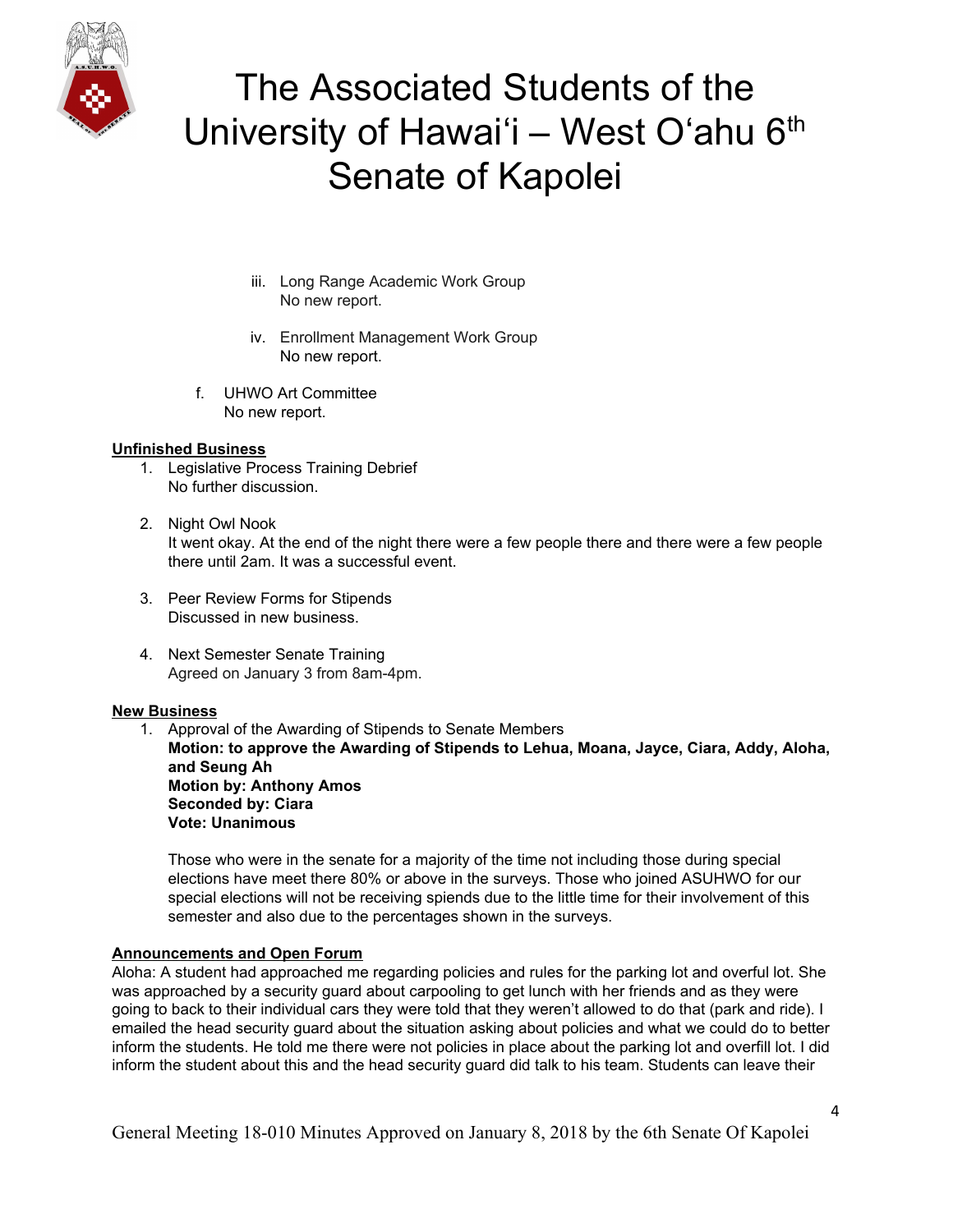iii. Long Range Academic Work Group
No new report.

iv. Enrollment Management Work Group
No new report.

f. UHWO Art Committee
No new report.

**Unfinished Business**

1. Legislative Process Training Debrief
No further discussion.

2. Night Owl Nook
It went okay. At the end of the night there were a few people there and there were a few people there until 2am. It was a successful event.

3. Peer Review Forms for Stipends
Discussed in new business.

4. Next Semester Senate Training
Agreed on January 3 from 8am-4pm.

**New Business**

1. Approval of the Awarding of Stipends to Senate Members
**Motion: to approve the Awarding of Stipends to Lehua, Moana, Jayce, Ciara, Addy, Aloha, and Seung Ah**
**Motion by: Anthony Amos**
**Seconded by: Ciara**
**Vote: Unanimous**

Those who were in the senate for a majority of the time not including those during special elections have meet there 80% or above in the surveys. Those who joined ASUHWO for our special elections will not be receiving spiends due to the little time for their involvement of this semester and also due to the percentages shown in the surveys.

**Announcements and Open Forum**

Aloha: A student had approached me regarding policies and rules for the parking lot and overful lot. She was approached by a security guard about carpooling to get lunch with her friends and as they were going to back to their individual cars they were told that they weren't allowed to do that (park and ride). I emailed the head security guard about the situation asking about policies and what we could do to better inform the students. He told me there were not policies in place about the parking lot and overfill lot. I did inform the student about this and the head security guard did talk to his team. Students can leave their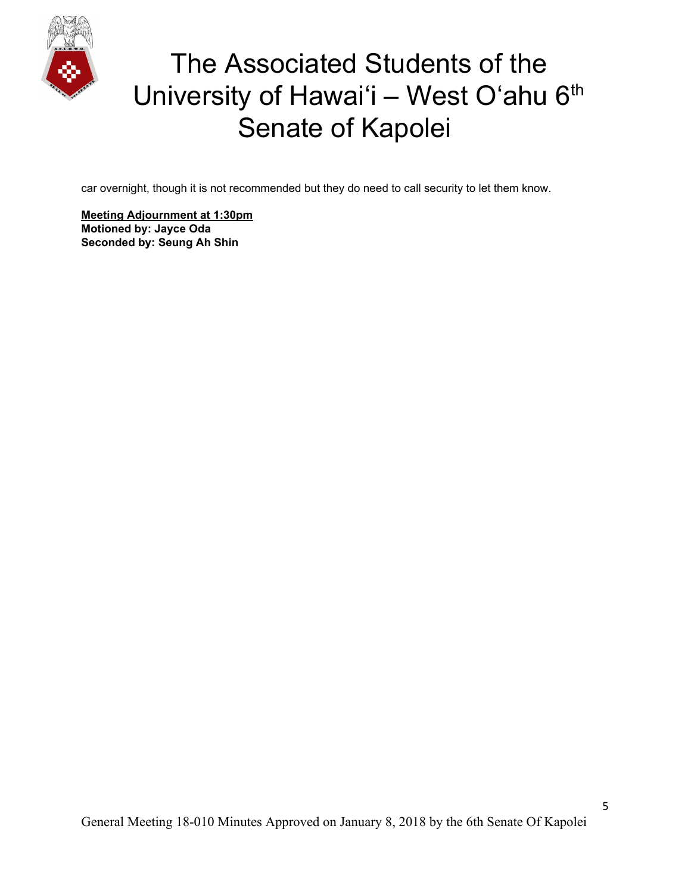car overnight, though it is not recommended but they do need to call security to let them know.

**Meeting Adjournment at 1:30pm**
**Motioned by: Jayce Oda**
**Seconded by: Seung Ah Shin**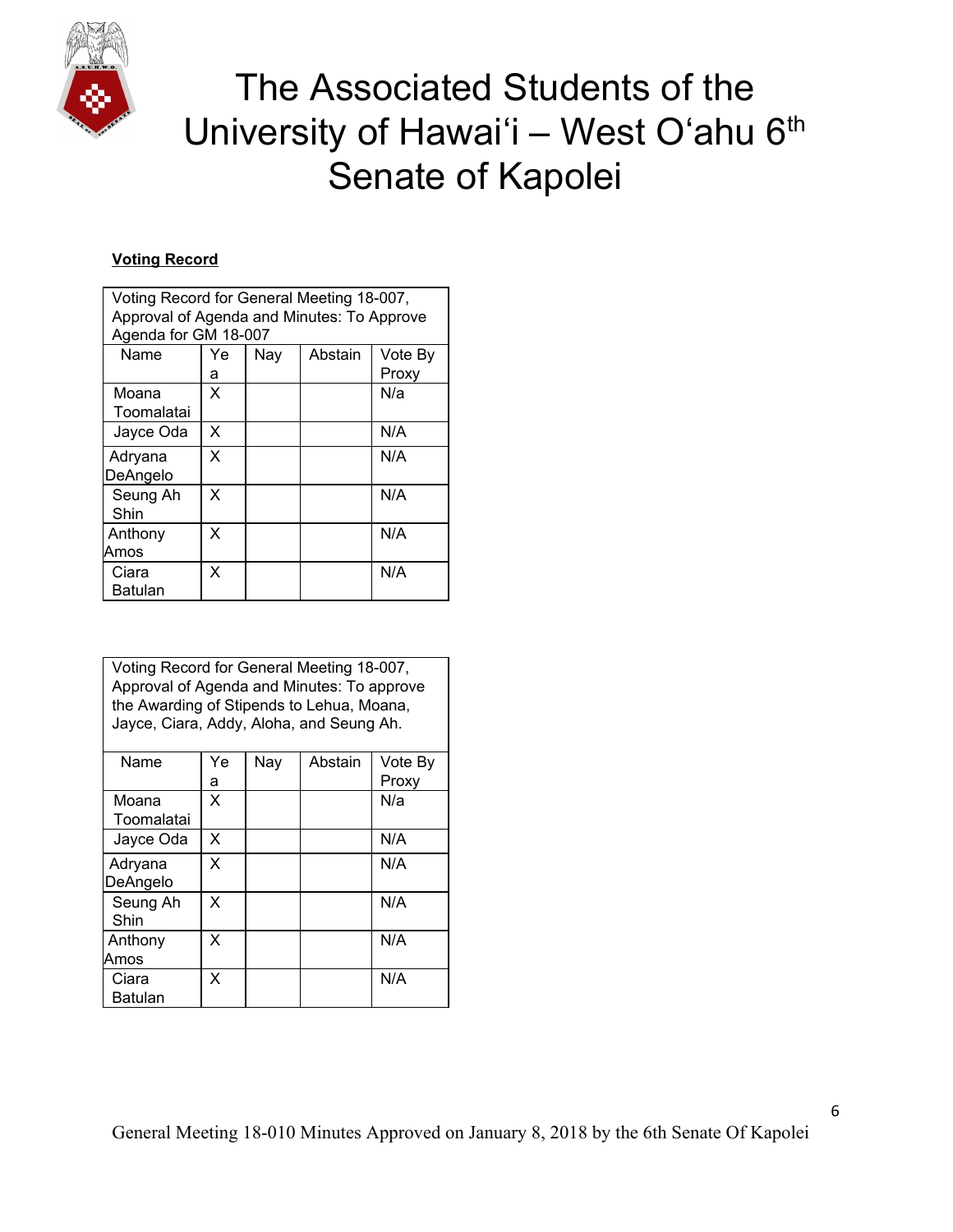# The Associated Students of the University of Hawaiʻi – West Oʻahu 6th Senate of Kapolei

**Voting Record**

| Voting Record for General Meeting 18-007, Approval of Agenda and Minutes: To Approve Agenda for GM 18-007 | | | | |
|---|---|---|---|---|
| Name | Yea | Nay | Abstain | Vote By Proxy |
| Moana Toomalatai | X | | | N/a |
| Jayce Oda | X | | | N/A |
| Adryana DeAngelo | X | | | N/A |
| Seung Ah Shin | X | | | N/A |
| Anthony Amos | X | | | N/A |
| Ciara Batulan | X | | | N/A |

| Voting Record for General Meeting 18-007, Approval of Agenda and Minutes: To approve the Awarding of Stipends to Lehua, Moana, Jayce, Ciara, Addy, Aloha, and Seung Ah. | | | | |
|---|---|---|---|---|
| Name | Yea | Nay | Abstain | Vote By Proxy |
| Moana Toomalatai | X | | | N/a |
| Jayce Oda | X | | | N/A |
| Adryana DeAngelo | X | | | N/A |
| Seung Ah Shin | X | | | N/A |
| Anthony Amos | X | | | N/A |
| Ciara Batulan | X | | | N/A |

General Meeting 18-010 Minutes Approved on January 8, 2018 by the 6th Senate Of Kapolei